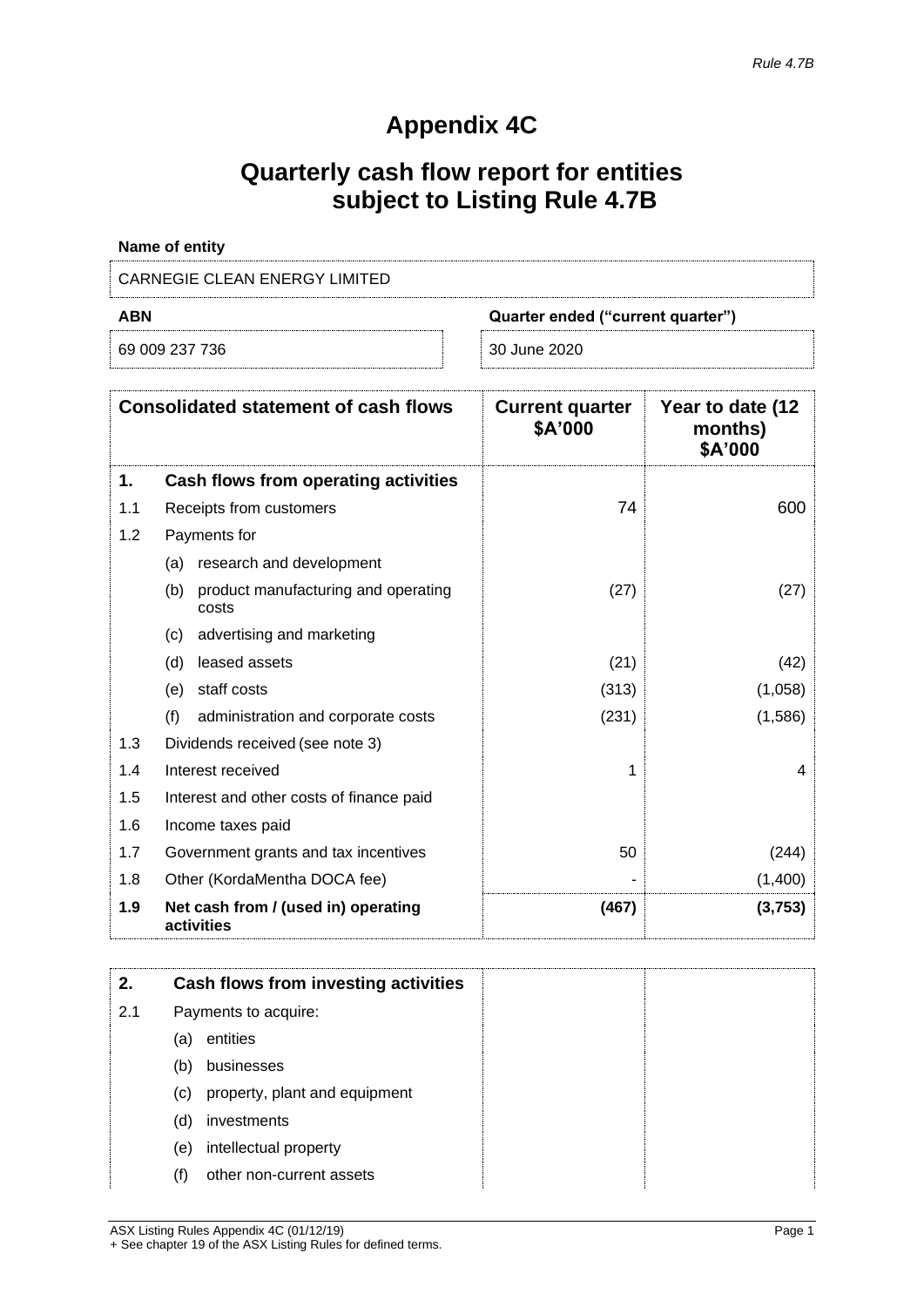*Rule 4.7B*

# Appendix 4C

## Quarterly cash flow report for entities subject to Listing Rule 4.7B

**Name of entity**

CARNEGIE CLEAN ENERGY LIMITED

| ABN | Quarter ended ("current quarter") |
|---|---|
| 69 009 237 736 | 30 June 2020 |

| | Consolidated statement of cash flows | Current quarter $A'000 | Year to date (12 months) $A'000 |
|---|---|---|---|
| **1.** | **Cash flows from operating activities** | | |
| 1.1 | Receipts from customers | 74 | 600 |
| 1.2 | Payments for | | |
| | (a) research and development | | |
| | (b) product manufacturing and operating costs | (27) | (27) |
| | (c) advertising and marketing | | |
| | (d) leased assets | (21) | (42) |
| | (e) staff costs | (313) | (1,058) |
| | (f) administration and corporate costs | (231) | (1,586) |
| 1.3 | Dividends received (see note 3) | | |
| 1.4 | Interest received | 1 | 4 |
| 1.5 | Interest and other costs of finance paid | | |
| 1.6 | Income taxes paid | | |
| 1.7 | Government grants and tax incentives | 50 | (244) |
| 1.8 | Other (KordaMentha DOCA fee) | - | (1,400) |
| **1.9** | **Net cash from / (used in) operating activities** | **(467)** | **(3,753)** |

| | | | |
|---|---|---|---|
| **2.** | **Cash flows from investing activities** | | |
| 2.1 | Payments to acquire: | | |
| | (a) entities | | |
| | (b) businesses | | |
| | (c) property, plant and equipment | | |
| | (d) investments | | |
| | (e) intellectual property | | |
| | (f) other non-current assets | | |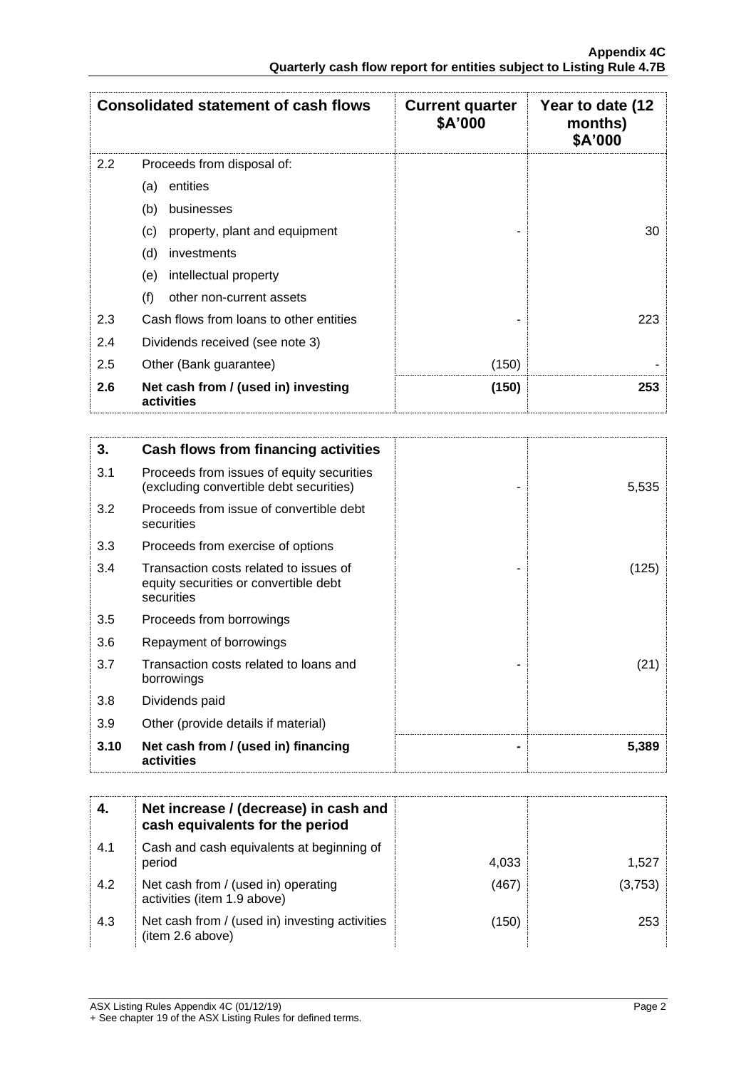| Consolidated statement of cash flows | | Current quarter $A'000 | Year to date (12 months) $A'000 |
|---|---|---|---|
| 2.2 | Proceeds from disposal of: | | |
| | (a) entities | | |
| | (b) businesses | | |
| | (c) property, plant and equipment | - | 30 |
| | (d) investments | | |
| | (e) intellectual property | | |
| | (f) other non-current assets | | |
| 2.3 | Cash flows from loans to other entities | - | 223 |
| 2.4 | Dividends received (see note 3) | | |
| 2.5 | Other (Bank guarantee) | (150) | - |
| **2.6** | **Net cash from / (used in) investing activities** | **(150)** | **253** |

| | | | |
|---|---|---|---|
| **3.** | **Cash flows from financing activities** | | |
| 3.1 | Proceeds from issues of equity securities (excluding convertible debt securities) | - | 5,535 |
| 3.2 | Proceeds from issue of convertible debt securities | | |
| 3.3 | Proceeds from exercise of options | | |
| 3.4 | Transaction costs related to issues of equity securities or convertible debt securities | - | (125) |
| 3.5 | Proceeds from borrowings | | |
| 3.6 | Repayment of borrowings | | |
| 3.7 | Transaction costs related to loans and borrowings | - | (21) |
| 3.8 | Dividends paid | | |
| 3.9 | Other (provide details if material) | | |
| **3.10** | **Net cash from / (used in) financing activities** | **-** | **5,389** |

| | | | |
|---|---|---|---|
| **4.** | **Net increase / (decrease) in cash and cash equivalents for the period** | | |
| 4.1 | Cash and cash equivalents at beginning of period | 4,033 | 1,527 |
| 4.2 | Net cash from / (used in) operating activities (item 1.9 above) | (467) | (3,753) |
| 4.3 | Net cash from / (used in) investing activities (item 2.6 above) | (150) | 253 |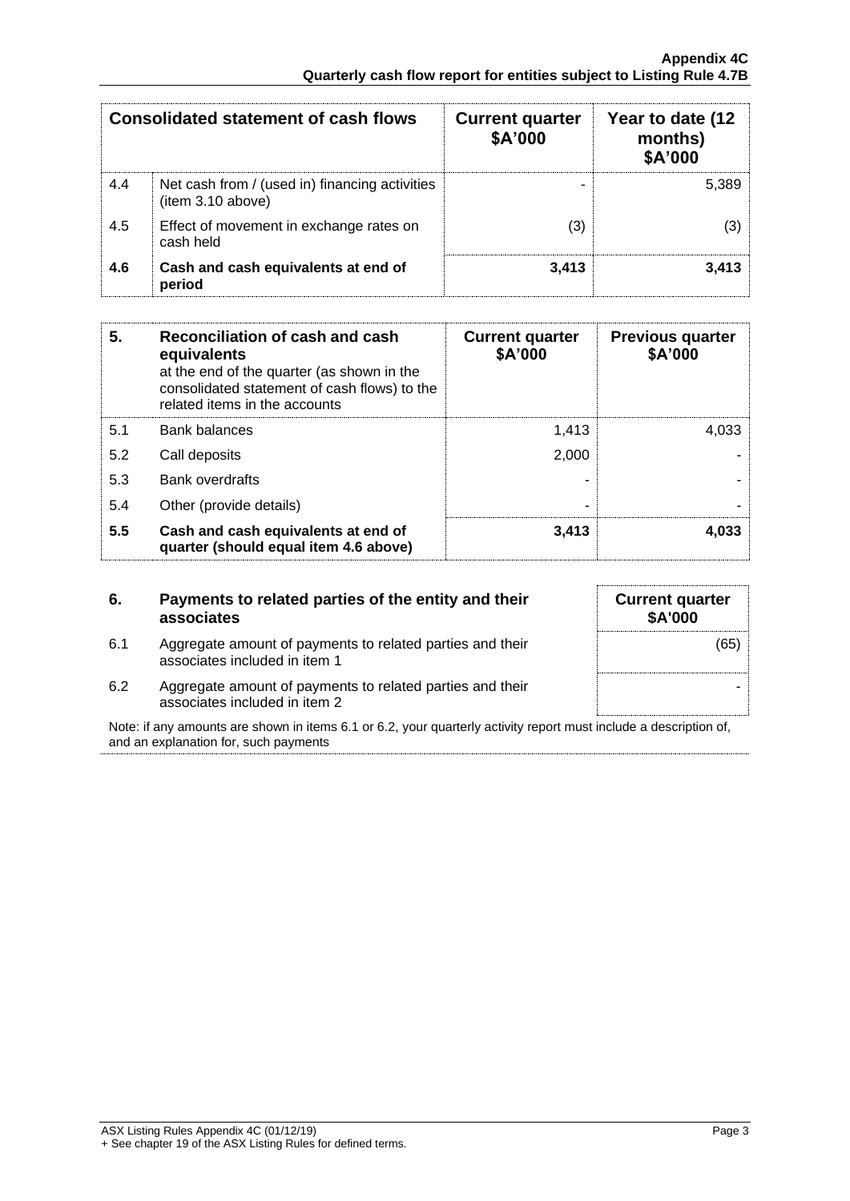| Consolidated statement of cash flows | | Current quarter $A'000 | Year to date (12 months) $A'000 |
|---|---|---|---|
| 4.4 | Net cash from / (used in) financing activities (item 3.10 above) | - | 5,389 |
| 4.5 | Effect of movement in exchange rates on cash held | (3) | (3) |
| **4.6** | **Cash and cash equivalents at end of period** | **3,413** | **3,413** |

| **5.** | **Reconciliation of cash and cash equivalents** at the end of the quarter (as shown in the consolidated statement of cash flows) to the related items in the accounts | **Current quarter $A'000** | **Previous quarter $A'000** |
|---|---|---|---|
| 5.1 | Bank balances | 1,413 | 4,033 |
| 5.2 | Call deposits | 2,000 | - |
| 5.3 | Bank overdrafts | - | - |
| 5.4 | Other (provide details) | - | - |
| **5.5** | **Cash and cash equivalents at end of quarter (should equal item 4.6 above)** | **3,413** | **4,033** |

| **6.** | **Payments to related parties of the entity and their associates** | **Current quarter $A'000** |
|---|---|---|
| 6.1 | Aggregate amount of payments to related parties and their associates included in item 1 | (65) |
| 6.2 | Aggregate amount of payments to related parties and their associates included in item 2 | - |

Note: if any amounts are shown in items 6.1 or 6.2, your quarterly activity report must include a description of, and an explanation for, such payments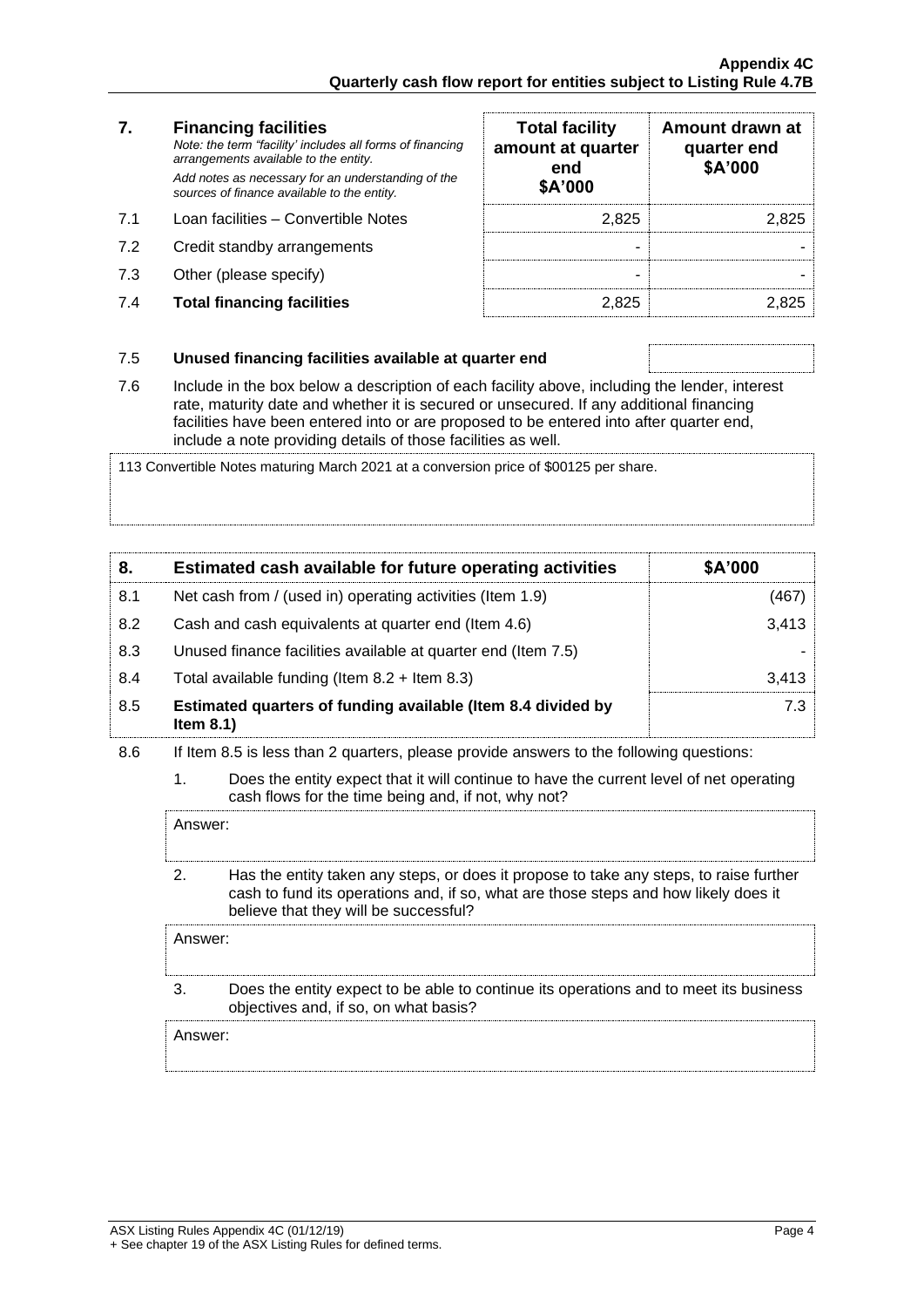| 7. | **Financing facilities** *Note: the term "facility' includes all forms of financing arrangements available to the entity.* *Add notes as necessary for an understanding of the sources of finance available to the entity.* | **Total facility amount at quarter end $A'000** | **Amount drawn at quarter end $A'000** |
|---|---|---|---|
| 7.1 | Loan facilities – Convertible Notes | 2,825 | 2,825 |
| 7.2 | Credit standby arrangements | - | - |
| 7.3 | Other (please specify) | - | - |
| 7.4 | **Total financing facilities** | 2,825 | 2,825 |

| 7.5 | **Unused financing facilities available at quarter end** | |
|---|---|---|

7.6 Include in the box below a description of each facility above, including the lender, interest rate, maturity date and whether it is secured or unsecured. If any additional financing facilities have been entered into or are proposed to be entered into after quarter end, include a note providing details of those facilities as well.

113 Convertible Notes maturing March 2021 at a conversion price of $00125 per share.

| 8. | Estimated cash available for future operating activities | $A'000 |
|---|---|---|
| 8.1 | Net cash from / (used in) operating activities (Item 1.9) | (467) |
| 8.2 | Cash and cash equivalents at quarter end (Item 4.6) | 3,413 |
| 8.3 | Unused finance facilities available at quarter end (Item 7.5) | - |
| 8.4 | Total available funding (Item 8.2 + Item 8.3) | 3,413 |
| 8.5 | **Estimated quarters of funding available (Item 8.4 divided by Item 8.1)** | 7.3 |

8.6 If Item 8.5 is less than 2 quarters, please provide answers to the following questions:

1. Does the entity expect that it will continue to have the current level of net operating cash flows for the time being and, if not, why not?

Answer:

2. Has the entity taken any steps, or does it propose to take any steps, to raise further cash to fund its operations and, if so, what are those steps and how likely does it believe that they will be successful?

Answer:

3. Does the entity expect to be able to continue its operations and to meet its business objectives and, if so, on what basis?

Answer: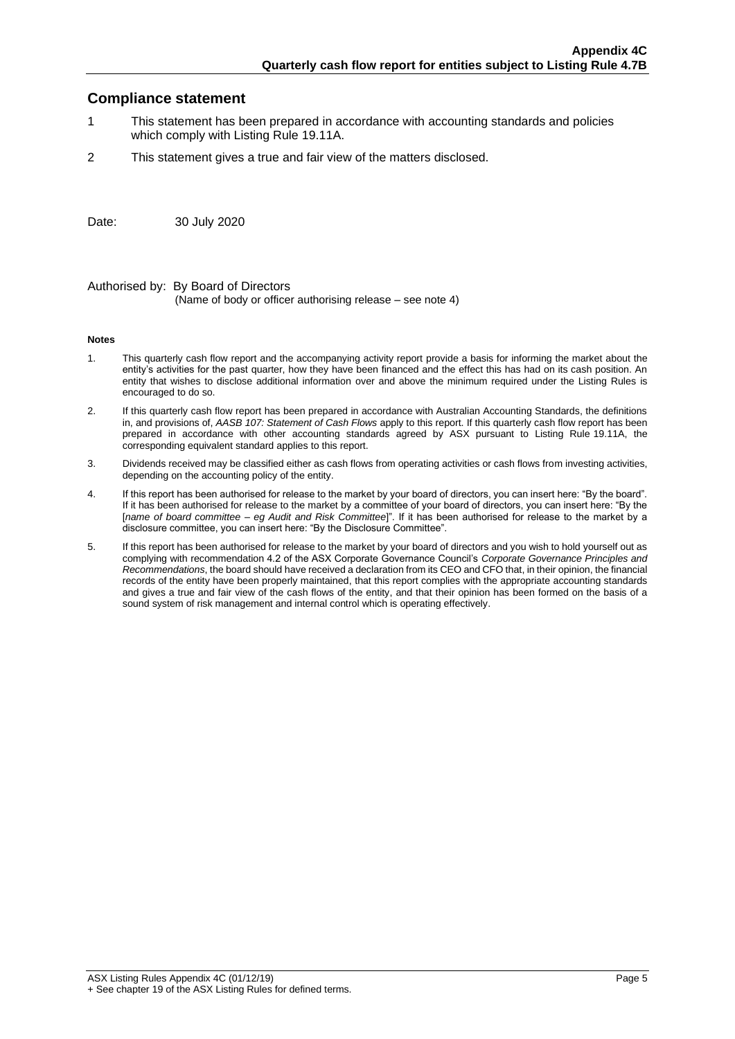## Compliance statement

1 This statement has been prepared in accordance with accounting standards and policies which comply with Listing Rule 19.11A.

2 This statement gives a true and fair view of the matters disclosed.

Date: 30 July 2020

Authorised by: By Board of Directors
(Name of body or officer authorising release – see note 4)

**Notes**

1. This quarterly cash flow report and the accompanying activity report provide a basis for informing the market about the entity's activities for the past quarter, how they have been financed and the effect this has had on its cash position. An entity that wishes to disclose additional information over and above the minimum required under the Listing Rules is encouraged to do so.
2. If this quarterly cash flow report has been prepared in accordance with Australian Accounting Standards, the definitions in, and provisions of, *AASB 107: Statement of Cash Flows* apply to this report. If this quarterly cash flow report has been prepared in accordance with other accounting standards agreed by ASX pursuant to Listing Rule 19.11A, the corresponding equivalent standard applies to this report.
3. Dividends received may be classified either as cash flows from operating activities or cash flows from investing activities, depending on the accounting policy of the entity.
4. If this report has been authorised for release to the market by your board of directors, you can insert here: "By the board". If it has been authorised for release to the market by a committee of your board of directors, you can insert here: "By the [*name of board committee – eg Audit and Risk Committee*]". If it has been authorised for release to the market by a disclosure committee, you can insert here: "By the Disclosure Committee".
5. If this report has been authorised for release to the market by your board of directors and you wish to hold yourself out as complying with recommendation 4.2 of the ASX Corporate Governance Council's *Corporate Governance Principles and Recommendations*, the board should have received a declaration from its CEO and CFO that, in their opinion, the financial records of the entity have been properly maintained, that this report complies with the appropriate accounting standards and gives a true and fair view of the cash flows of the entity, and that their opinion has been formed on the basis of a sound system of risk management and internal control which is operating effectively.